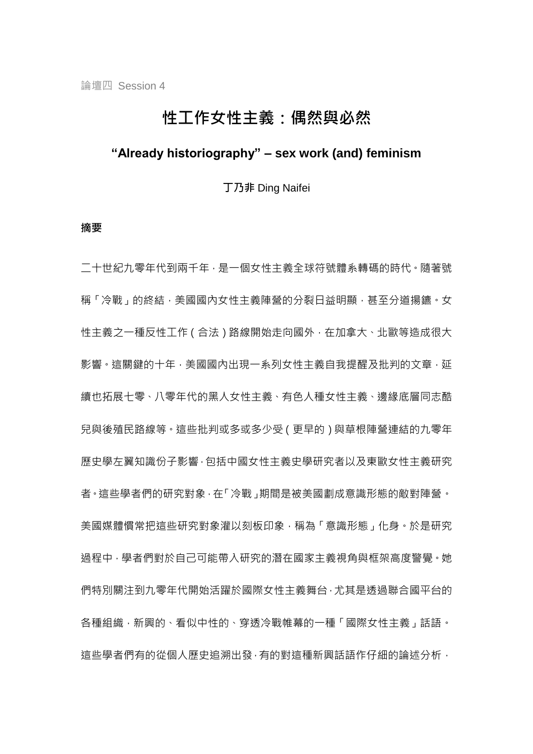論壇四 Session 4

# 性工作女性主義：偶然與必然

## "Already historiography" – sex work (and) feminism

**丁乃非** Ding Naifei

**摘要**

二十世紀九零年代到兩千年，是一個女性主義全球符號體系轉碼的時代。隨著號稱「冷戰」的終結，美國國內女性主義陣營的分裂日益明顯，甚至分道揚鑣。女性主義之一種反性工作（合法）路線開始走向國外，在加拿大、北歐等造成很大影響。這關鍵的十年，美國國內出現一系列女性主義自我提醒及批判的文章，延續也拓展七零、八零年代的黑人女性主義、有色人種女性主義、邊緣底層同志酷兒與後殖民路線等。這些批判或多或多少受（更早的）與草根陣營連結的九零年歷史學左翼知識份子影響，包括中國女性主義史學研究者以及東歐女性主義研究者。這些學者們的研究對象，在「冷戰」期間是被美國劃成意識形態的敵對陣營。美國媒體慣常把這些研究對象灌以刻板印象，稱為「意識形態」化身。於是研究過程中，學者們對於自己可能帶入研究的潛在國家主義視角與框架高度警覺。她們特別關注到九零年代開始活躍於國際女性主義舞台，尤其是透過聯合國平台的各種組織，新興的、看似中性的、穿透冷戰帷幕的一種「國際女性主義」話語。這些學者們有的從個人歷史追溯出發，有的對這種新興話語作仔細的論述分析，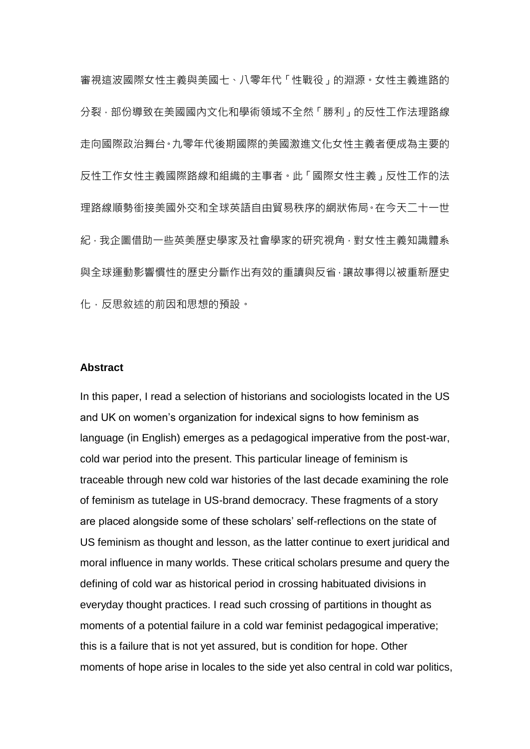審視這波國際女性主義與美國七、八零年代「性戰役」的淵源。女性主義進路的分裂，部份導致在美國國內文化和學術領域不全然「勝利」的反性工作法理路線走向國際政治舞台。九零年代後期國際的美國激進文化女性主義者便成為主要的反性工作女性主義國際路線和組織的主事者。此「國際女性主義」反性工作的法理路線順勢銜接美國外交和全球英語自由貿易秩序的網狀佈局。在今天二十一世紀，我企圖借助一些英美歷史學家及社會學家的研究視角，對女性主義知識體系與全球運動影響慣性的歷史分斷作出有效的重讀與反省，讓故事得以被重新歷史化，反思敘述的前因和思想的預設。

**Abstract**

In this paper, I read a selection of historians and sociologists located in the US and UK on women's organization for indexical signs to how feminism as language (in English) emerges as a pedagogical imperative from the post-war, cold war period into the present. This particular lineage of feminism is traceable through new cold war histories of the last decade examining the role of feminism as tutelage in US-brand democracy. These fragments of a story are placed alongside some of these scholars' self-reflections on the state of US feminism as thought and lesson, as the latter continue to exert juridical and moral influence in many worlds. These critical scholars presume and query the defining of cold war as historical period in crossing habituated divisions in everyday thought practices. I read such crossing of partitions in thought as moments of a potential failure in a cold war feminist pedagogical imperative; this is a failure that is not yet assured, but is condition for hope. Other moments of hope arise in locales to the side yet also central in cold war politics,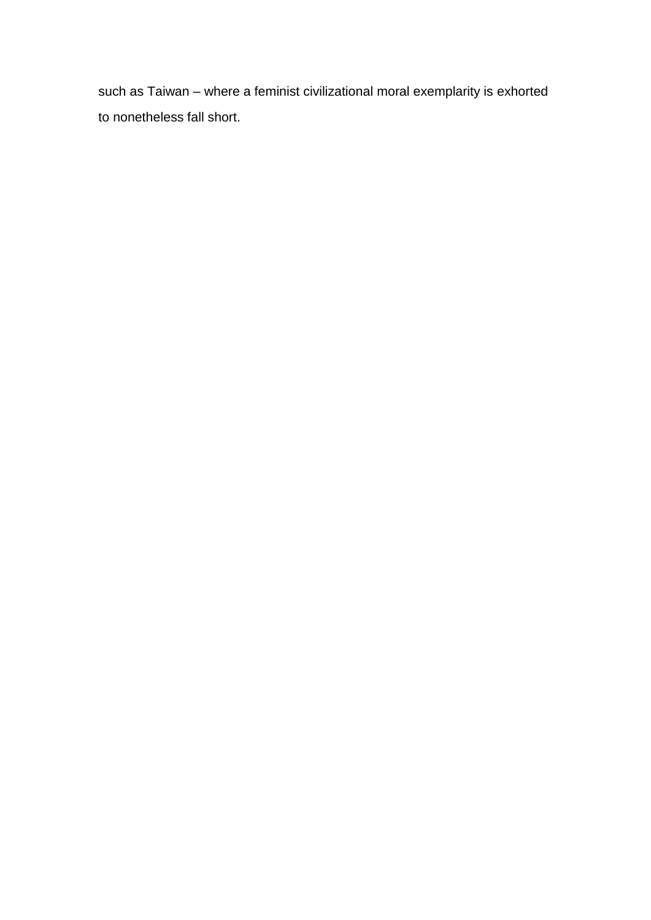such as Taiwan – where a feminist civilizational moral exemplarity is exhorted to nonetheless fall short.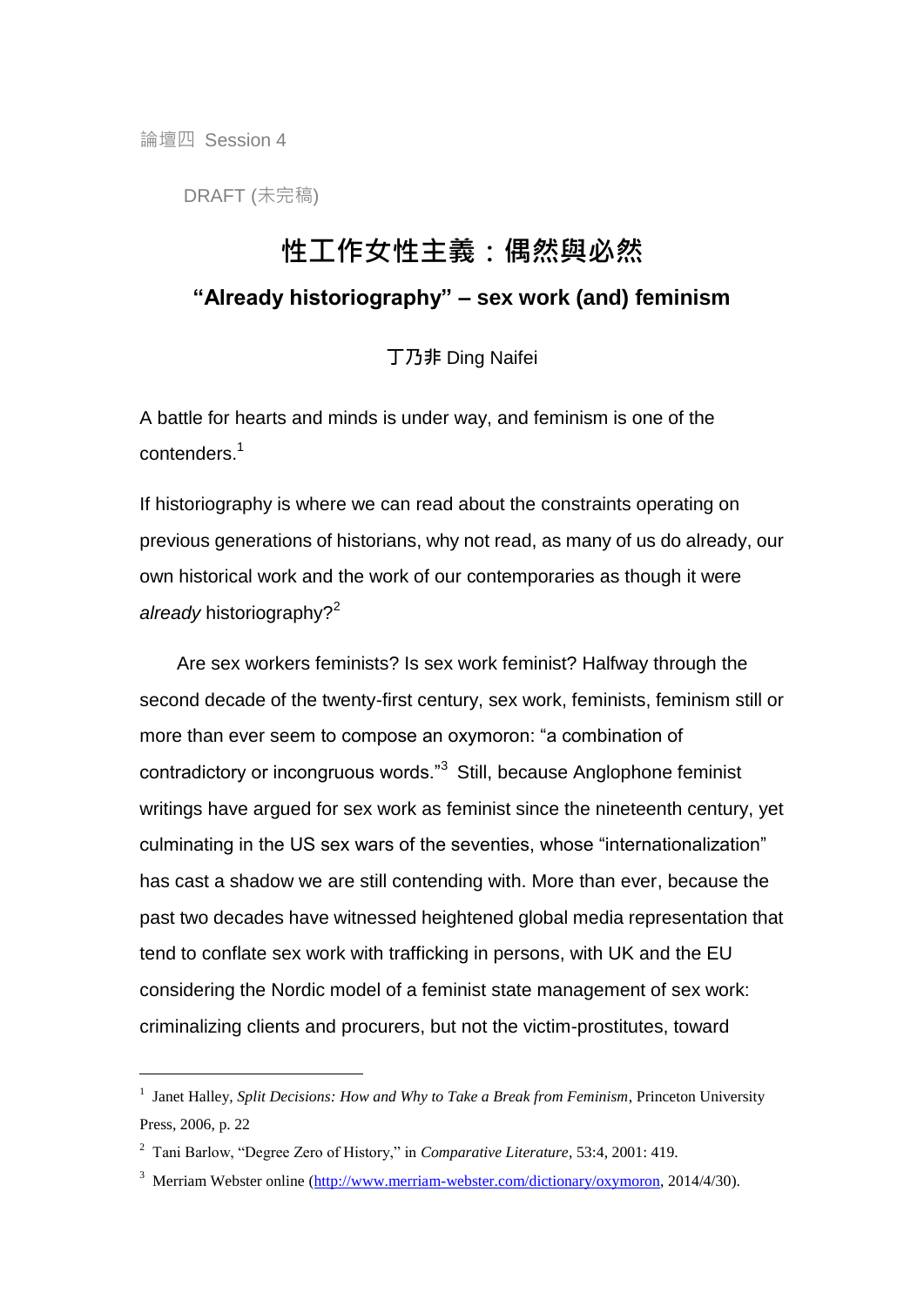論壇四 Session 4

DRAFT (未完稿)

# 性工作女性主義：偶然與必然

## "Already historiography" – sex work (and) feminism

丁乃非 Ding Naifei

A battle for hearts and minds is under way, and feminism is one of the contenders.[1]

If historiography is where we can read about the constraints operating on previous generations of historians, why not read, as many of us do already, our own historical work and the work of our contemporaries as though it were *already* historiography?[2]

Are sex workers feminists? Is sex work feminist? Halfway through the second decade of the twenty-first century, sex work, feminists, feminism still or more than ever seem to compose an oxymoron: "a combination of contradictory or incongruous words."[3] Still, because Anglophone feminist writings have argued for sex work as feminist since the nineteenth century, yet culminating in the US sex wars of the seventies, whose "internationalization" has cast a shadow we are still contending with. More than ever, because the past two decades have witnessed heightened global media representation that tend to conflate sex work with trafficking in persons, with UK and the EU considering the Nordic model of a feminist state management of sex work: criminalizing clients and procurers, but not the victim-prostitutes, toward

---

[1] Janet Halley, *Split Decisions: How and Why to Take a Break from Feminism*, Princeton University Press, 2006, p. 22

[2] Tani Barlow, "Degree Zero of History," in *Comparative Literature*, 53:4, 2001: 419.

[3] Merriam Webster online (http://www.merriam-webster.com/dictionary/oxymoron, 2014/4/30).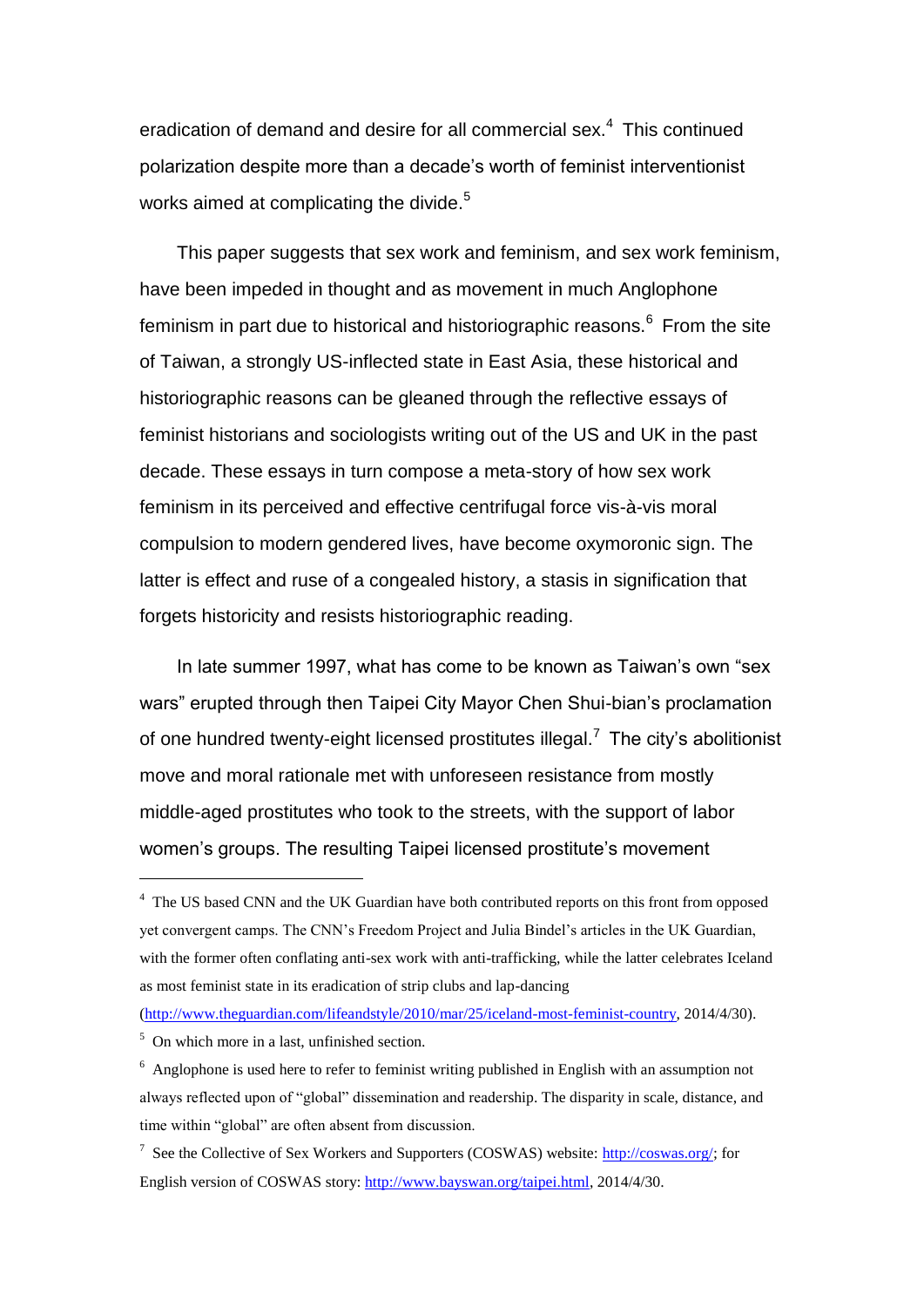eradication of demand and desire for all commercial sex.[4] This continued polarization despite more than a decade's worth of feminist interventionist works aimed at complicating the divide.[5]

This paper suggests that sex work and feminism, and sex work feminism, have been impeded in thought and as movement in much Anglophone feminism in part due to historical and historiographic reasons.[6] From the site of Taiwan, a strongly US-inflected state in East Asia, these historical and historiographic reasons can be gleaned through the reflective essays of feminist historians and sociologists writing out of the US and UK in the past decade. These essays in turn compose a meta-story of how sex work feminism in its perceived and effective centrifugal force vis-à-vis moral compulsion to modern gendered lives, have become oxymoronic sign. The latter is effect and ruse of a congealed history, a stasis in signification that forgets historicity and resists historiographic reading.

In late summer 1997, what has come to be known as Taiwan's own "sex wars" erupted through then Taipei City Mayor Chen Shui-bian's proclamation of one hundred twenty-eight licensed prostitutes illegal.[7] The city's abolitionist move and moral rationale met with unforeseen resistance from mostly middle-aged prostitutes who took to the streets, with the support of labor women's groups. The resulting Taipei licensed prostitute's movement

---

[4] The US based CNN and the UK Guardian have both contributed reports on this front from opposed yet convergent camps. The CNN's Freedom Project and Julia Bindel's articles in the UK Guardian, with the former often conflating anti-sex work with anti-trafficking, while the latter celebrates Iceland as most feminist state in its eradication of strip clubs and lap-dancing (http://www.theguardian.com/lifeandstyle/2010/mar/25/iceland-most-feminist-country, 2014/4/30).

[5] On which more in a last, unfinished section.

[6] Anglophone is used here to refer to feminist writing published in English with an assumption not always reflected upon of "global" dissemination and readership. The disparity in scale, distance, and time within "global" are often absent from discussion.

[7] See the Collective of Sex Workers and Supporters (COSWAS) website: http://coswas.org/; for English version of COSWAS story: http://www.bayswan.org/taipei.html, 2014/4/30.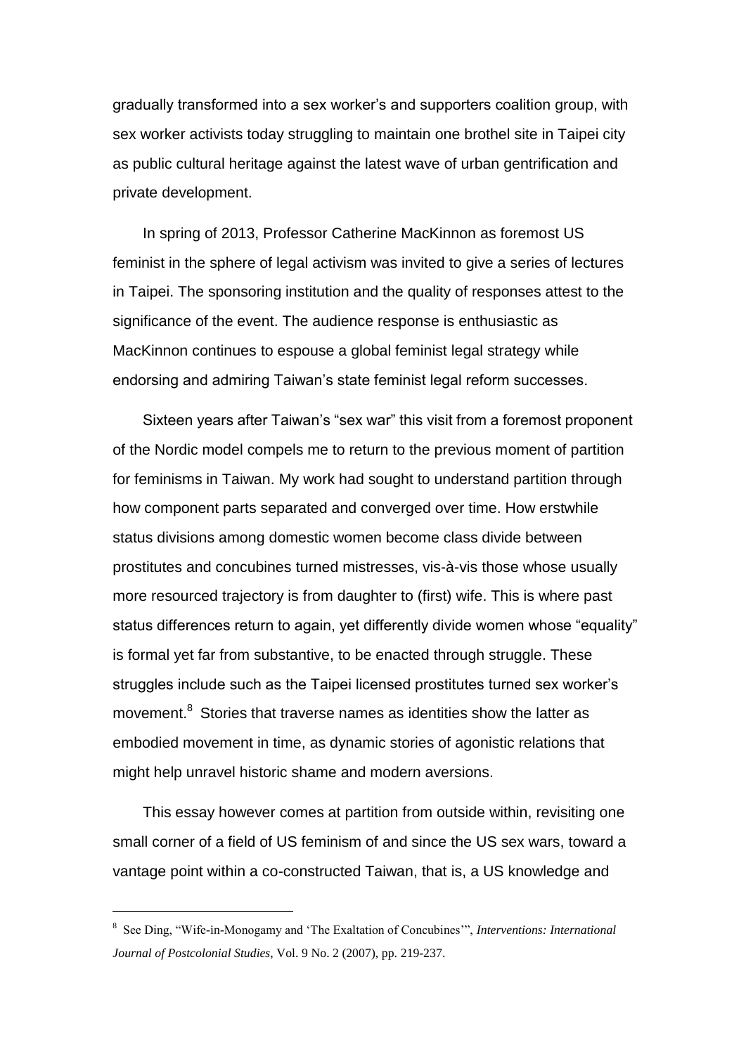gradually transformed into a sex worker's and supporters coalition group, with sex worker activists today struggling to maintain one brothel site in Taipei city as public cultural heritage against the latest wave of urban gentrification and private development.

In spring of 2013, Professor Catherine MacKinnon as foremost US feminist in the sphere of legal activism was invited to give a series of lectures in Taipei. The sponsoring institution and the quality of responses attest to the significance of the event. The audience response is enthusiastic as MacKinnon continues to espouse a global feminist legal strategy while endorsing and admiring Taiwan's state feminist legal reform successes.

Sixteen years after Taiwan's "sex war" this visit from a foremost proponent of the Nordic model compels me to return to the previous moment of partition for feminisms in Taiwan. My work had sought to understand partition through how component parts separated and converged over time. How erstwhile status divisions among domestic women become class divide between prostitutes and concubines turned mistresses, vis-à-vis those whose usually more resourced trajectory is from daughter to (first) wife. This is where past status differences return to again, yet differently divide women whose "equality" is formal yet far from substantive, to be enacted through struggle. These struggles include such as the Taipei licensed prostitutes turned sex worker's movement.[8] Stories that traverse names as identities show the latter as embodied movement in time, as dynamic stories of agonistic relations that might help unravel historic shame and modern aversions.

This essay however comes at partition from outside within, revisiting one small corner of a field of US feminism of and since the US sex wars, toward a vantage point within a co-constructed Taiwan, that is, a US knowledge and

---

[8] See Ding, "Wife-in-Monogamy and 'The Exaltation of Concubines'", *Interventions: International Journal of Postcolonial Studies*, Vol. 9 No. 2 (2007), pp. 219-237.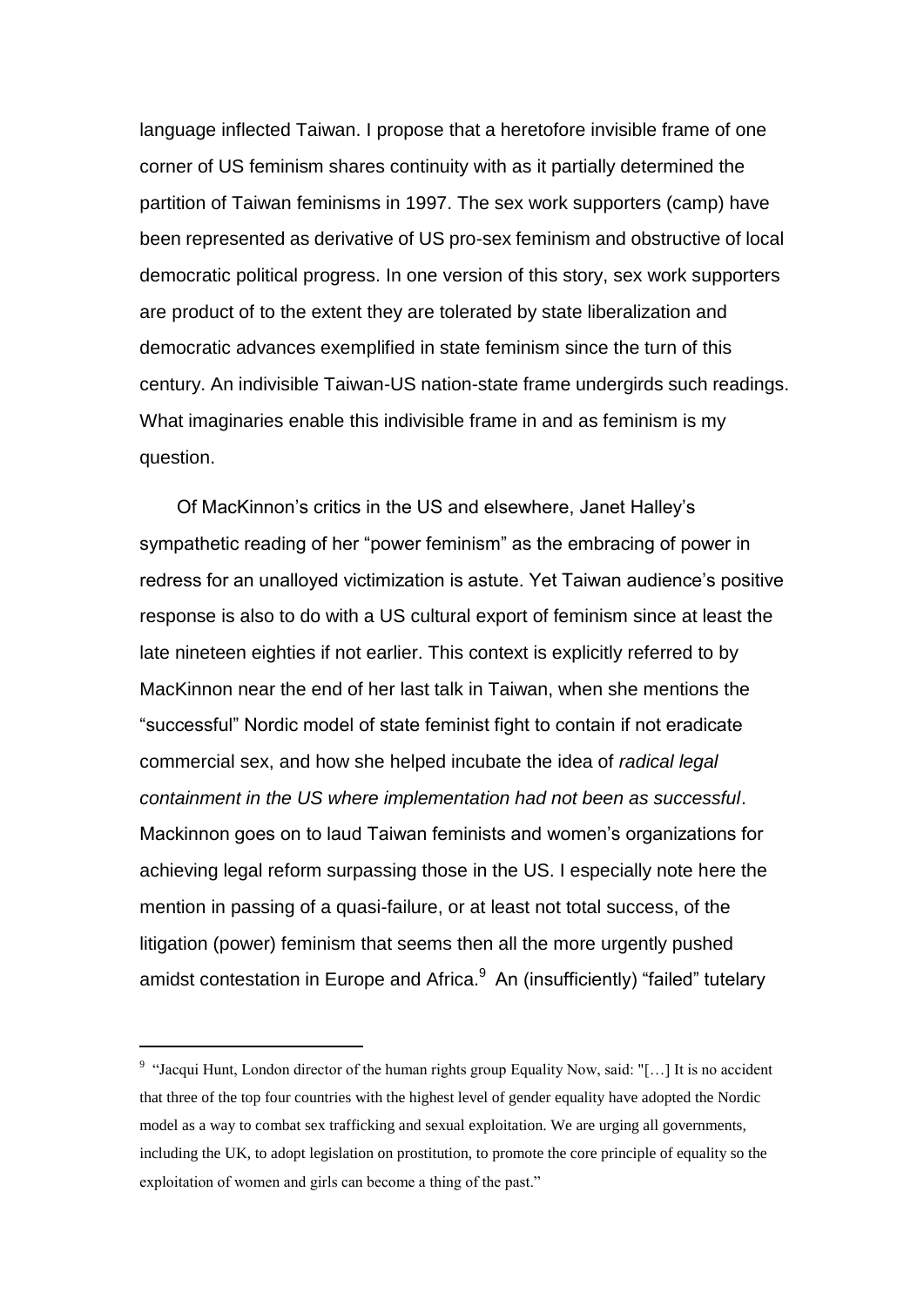language inflected Taiwan. I propose that a heretofore invisible frame of one corner of US feminism shares continuity with as it partially determined the partition of Taiwan feminisms in 1997. The sex work supporters (camp) have been represented as derivative of US pro-sex feminism and obstructive of local democratic political progress. In one version of this story, sex work supporters are product of to the extent they are tolerated by state liberalization and democratic advances exemplified in state feminism since the turn of this century. An indivisible Taiwan-US nation-state frame undergirds such readings. What imaginaries enable this indivisible frame in and as feminism is my question.

Of MacKinnon's critics in the US and elsewhere, Janet Halley's sympathetic reading of her "power feminism" as the embracing of power in redress for an unalloyed victimization is astute. Yet Taiwan audience's positive response is also to do with a US cultural export of feminism since at least the late nineteen eighties if not earlier. This context is explicitly referred to by MacKinnon near the end of her last talk in Taiwan, when she mentions the "successful" Nordic model of state feminist fight to contain if not eradicate commercial sex, and how she helped incubate the idea of *radical legal containment in the US where implementation had not been as successful*. Mackinnon goes on to laud Taiwan feminists and women's organizations for achieving legal reform surpassing those in the US. I especially note here the mention in passing of a quasi-failure, or at least not total success, of the litigation (power) feminism that seems then all the more urgently pushed amidst contestation in Europe and Africa.[9] An (insufficiently) "failed" tutelary

[9] "Jacqui Hunt, London director of the human rights group Equality Now, said: "[…] It is no accident that three of the top four countries with the highest level of gender equality have adopted the Nordic model as a way to combat sex trafficking and sexual exploitation. We are urging all governments, including the UK, to adopt legislation on prostitution, to promote the core principle of equality so the exploitation of women and girls can become a thing of the past."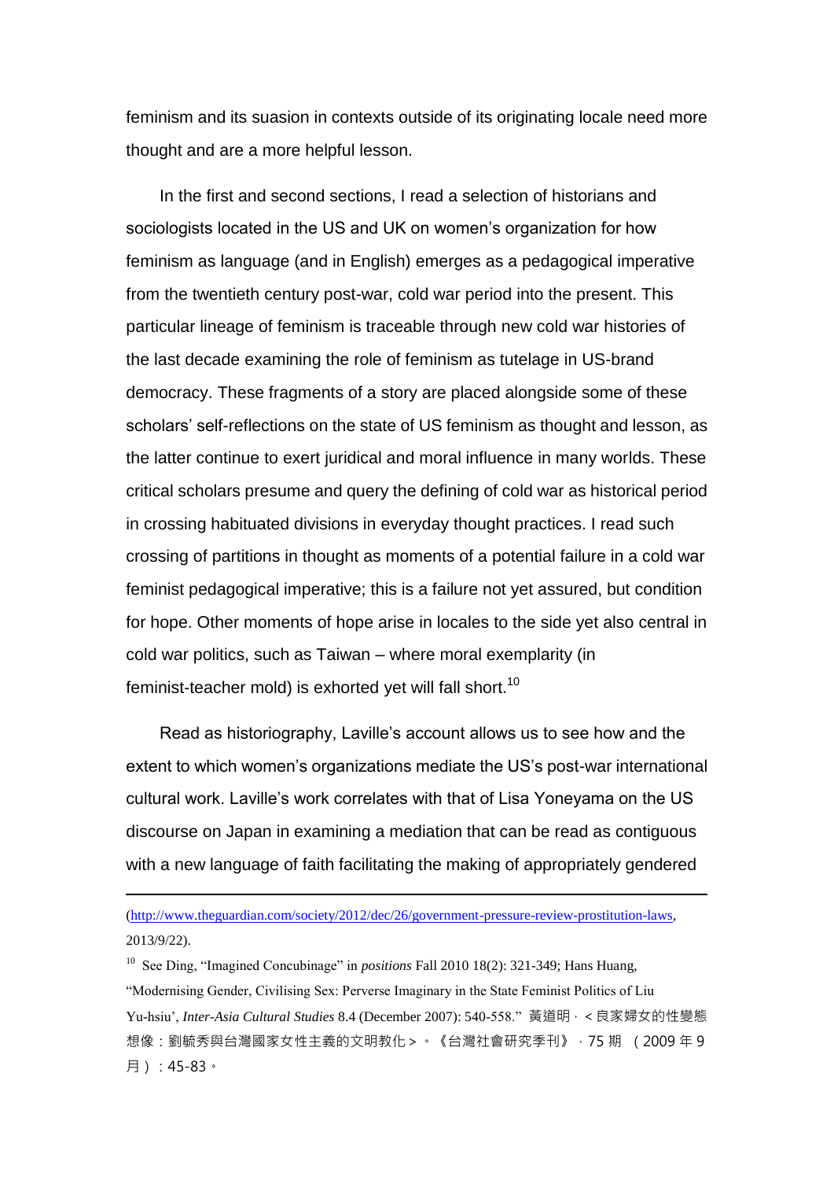feminism and its suasion in contexts outside of its originating locale need more thought and are a more helpful lesson.

In the first and second sections, I read a selection of historians and sociologists located in the US and UK on women's organization for how feminism as language (and in English) emerges as a pedagogical imperative from the twentieth century post-war, cold war period into the present. This particular lineage of feminism is traceable through new cold war histories of the last decade examining the role of feminism as tutelage in US-brand democracy. These fragments of a story are placed alongside some of these scholars' self-reflections on the state of US feminism as thought and lesson, as the latter continue to exert juridical and moral influence in many worlds. These critical scholars presume and query the defining of cold war as historical period in crossing habituated divisions in everyday thought practices. I read such crossing of partitions in thought as moments of a potential failure in a cold war feminist pedagogical imperative; this is a failure not yet assured, but condition for hope. Other moments of hope arise in locales to the side yet also central in cold war politics, such as Taiwan – where moral exemplarity (in feminist-teacher mold) is exhorted yet will fall short.[10]

Read as historiography, Laville's account allows us to see how and the extent to which women's organizations mediate the US's post-war international cultural work. Laville's work correlates with that of Lisa Yoneyama on the US discourse on Japan in examining a mediation that can be read as contiguous with a new language of faith facilitating the making of appropriately gendered

---

(http://www.theguardian.com/society/2012/dec/26/government-pressure-review-prostitution-laws, 2013/9/22).

[10] See Ding, "Imagined Concubinage" in *positions* Fall 2010 18(2): 321-349; Hans Huang, "Modernising Gender, Civilising Sex: Perverse Imaginary in the State Feminist Politics of Liu Yu-hsiu', *Inter-Asia Cultural Studies* 8.4 (December 2007): 540-558." 黃道明，＜良家婦女的性變態想像：劉毓秀與台灣國家女性主義的文明教化＞。《台灣社會研究季刊》，75 期 （2009 年 9 月）：45-83。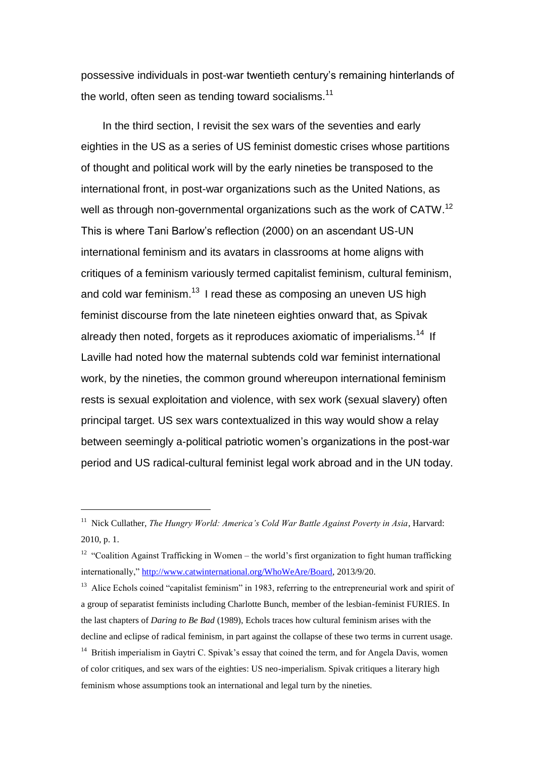possessive individuals in post-war twentieth century's remaining hinterlands of the world, often seen as tending toward socialisms.[11]

In the third section, I revisit the sex wars of the seventies and early eighties in the US as a series of US feminist domestic crises whose partitions of thought and political work will by the early nineties be transposed to the international front, in post-war organizations such as the United Nations, as well as through non-governmental organizations such as the work of CATW.[12] This is where Tani Barlow's reflection (2000) on an ascendant US-UN international feminism and its avatars in classrooms at home aligns with critiques of a feminism variously termed capitalist feminism, cultural feminism, and cold war feminism.[13] I read these as composing an uneven US high feminist discourse from the late nineteen eighties onward that, as Spivak already then noted, forgets as it reproduces axiomatic of imperialisms.[14] If Laville had noted how the maternal subtends cold war feminist international work, by the nineties, the common ground whereupon international feminism rests is sexual exploitation and violence, with sex work (sexual slavery) often principal target. US sex wars contextualized in this way would show a relay between seemingly a-political patriotic women's organizations in the post-war period and US radical-cultural feminist legal work abroad and in the UN today.

---

[11] Nick Cullather, *The Hungry World: America's Cold War Battle Against Poverty in Asia*, Harvard: 2010, p. 1.

[12] "Coalition Against Trafficking in Women – the world's first organization to fight human trafficking internationally," http://www.catwinternational.org/WhoWeAre/Board, 2013/9/20.

[13] Alice Echols coined "capitalist feminism" in 1983, referring to the entrepreneurial work and spirit of a group of separatist feminists including Charlotte Bunch, member of the lesbian-feminist FURIES. In the last chapters of *Daring to Be Bad* (1989), Echols traces how cultural feminism arises with the decline and eclipse of radical feminism, in part against the collapse of these two terms in current usage.

[14] British imperialism in Gaytri C. Spivak's essay that coined the term, and for Angela Davis, women of color critiques, and sex wars of the eighties: US neo-imperialism. Spivak critiques a literary high feminism whose assumptions took an international and legal turn by the nineties.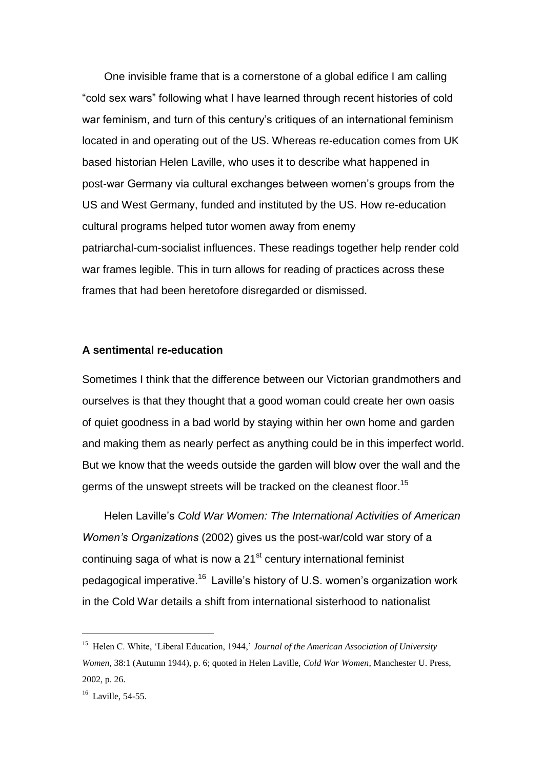One invisible frame that is a cornerstone of a global edifice I am calling "cold sex wars" following what I have learned through recent histories of cold war feminism, and turn of this century's critiques of an international feminism located in and operating out of the US. Whereas re-education comes from UK based historian Helen Laville, who uses it to describe what happened in post-war Germany via cultural exchanges between women's groups from the US and West Germany, funded and instituted by the US. How re-education cultural programs helped tutor women away from enemy patriarchal-cum-socialist influences. These readings together help render cold war frames legible. This in turn allows for reading of practices across these frames that had been heretofore disregarded or dismissed.

### A sentimental re-education

Sometimes I think that the difference between our Victorian grandmothers and ourselves is that they thought that a good woman could create her own oasis of quiet goodness in a bad world by staying within her own home and garden and making them as nearly perfect as anything could be in this imperfect world. But we know that the weeds outside the garden will blow over the wall and the germs of the unswept streets will be tracked on the cleanest floor.[15]

Helen Laville's *Cold War Women: The International Activities of American Women's Organizations* (2002) gives us the post-war/cold war story of a continuing saga of what is now a 21st century international feminist pedagogical imperative.[16] Laville's history of U.S. women's organization work in the Cold War details a shift from international sisterhood to nationalist

---

[15] Helen C. White, 'Liberal Education, 1944,' *Journal of the American Association of University Women*, 38:1 (Autumn 1944), p. 6; quoted in Helen Laville, *Cold War Women*, Manchester U. Press, 2002, p. 26.

[16] Laville, 54-55.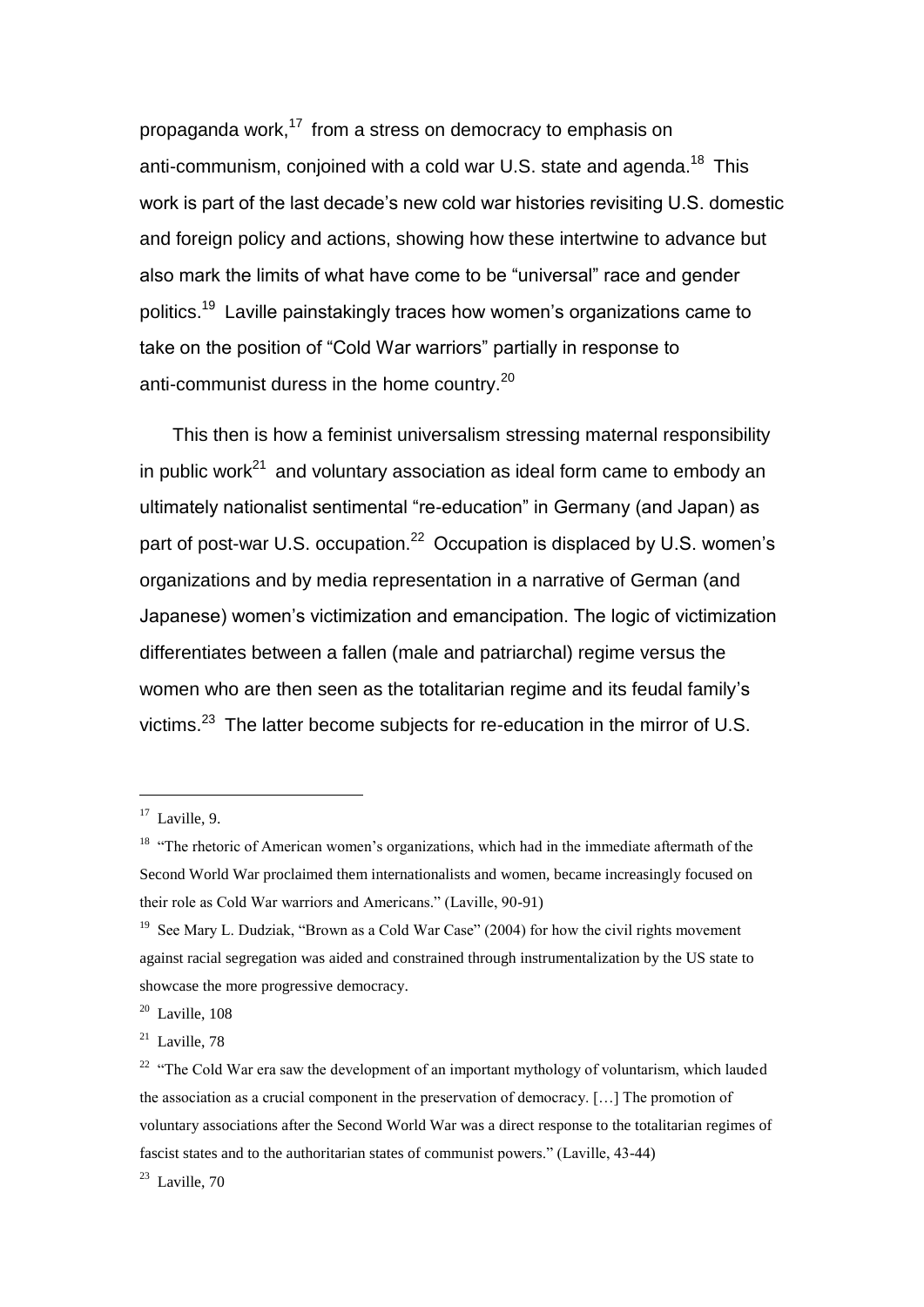propaganda work,[17] from a stress on democracy to emphasis on anti-communism, conjoined with a cold war U.S. state and agenda.[18] This work is part of the last decade's new cold war histories revisiting U.S. domestic and foreign policy and actions, showing how these intertwine to advance but also mark the limits of what have come to be "universal" race and gender politics.[19] Laville painstakingly traces how women's organizations came to take on the position of "Cold War warriors" partially in response to anti-communist duress in the home country.[20]

This then is how a feminist universalism stressing maternal responsibility in public work[21] and voluntary association as ideal form came to embody an ultimately nationalist sentimental "re-education" in Germany (and Japan) as part of post-war U.S. occupation.[22] Occupation is displaced by U.S. women's organizations and by media representation in a narrative of German (and Japanese) women's victimization and emancipation. The logic of victimization differentiates between a fallen (male and patriarchal) regime versus the women who are then seen as the totalitarian regime and its feudal family's victims.[23] The latter become subjects for re-education in the mirror of U.S.

---

[17] Laville, 9.

[18] "The rhetoric of American women's organizations, which had in the immediate aftermath of the Second World War proclaimed them internationalists and women, became increasingly focused on their role as Cold War warriors and Americans." (Laville, 90-91)

[19] See Mary L. Dudziak, "Brown as a Cold War Case" (2004) for how the civil rights movement against racial segregation was aided and constrained through instrumentalization by the US state to showcase the more progressive democracy.

[20] Laville, 108

[21] Laville, 78

[22] "The Cold War era saw the development of an important mythology of voluntarism, which lauded the association as a crucial component in the preservation of democracy. […] The promotion of voluntary associations after the Second World War was a direct response to the totalitarian regimes of fascist states and to the authoritarian states of communist powers." (Laville, 43-44)

[23] Laville, 70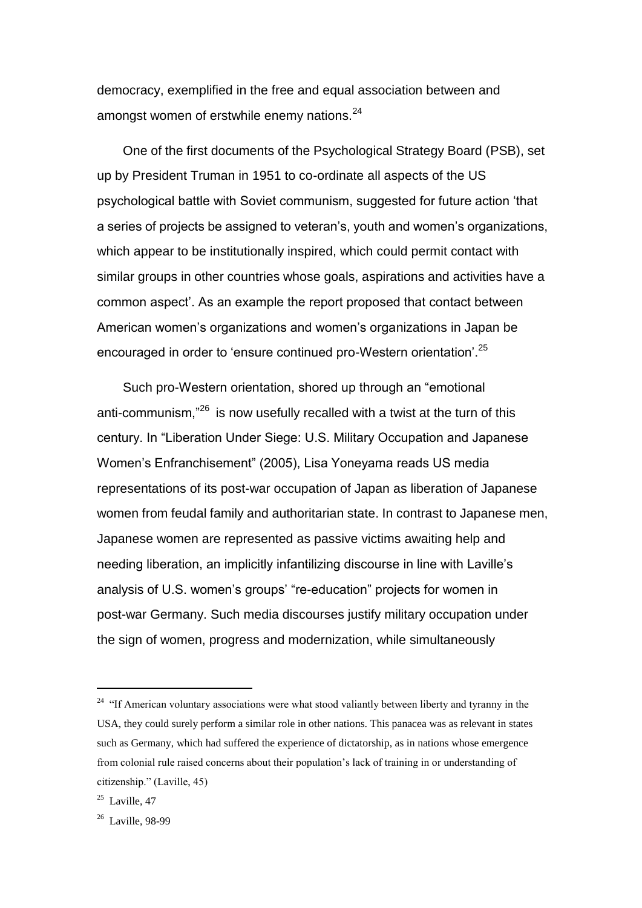democracy, exemplified in the free and equal association between and amongst women of erstwhile enemy nations.[24]

One of the first documents of the Psychological Strategy Board (PSB), set up by President Truman in 1951 to co-ordinate all aspects of the US psychological battle with Soviet communism, suggested for future action 'that a series of projects be assigned to veteran's, youth and women's organizations, which appear to be institutionally inspired, which could permit contact with similar groups in other countries whose goals, aspirations and activities have a common aspect'. As an example the report proposed that contact between American women's organizations and women's organizations in Japan be encouraged in order to 'ensure continued pro-Western orientation'.[25]

Such pro-Western orientation, shored up through an "emotional anti-communism,"[26] is now usefully recalled with a twist at the turn of this century. In "Liberation Under Siege: U.S. Military Occupation and Japanese Women's Enfranchisement" (2005), Lisa Yoneyama reads US media representations of its post-war occupation of Japan as liberation of Japanese women from feudal family and authoritarian state. In contrast to Japanese men, Japanese women are represented as passive victims awaiting help and needing liberation, an implicitly infantilizing discourse in line with Laville's analysis of U.S. women's groups' "re-education" projects for women in post-war Germany. Such media discourses justify military occupation under the sign of women, progress and modernization, while simultaneously

---

[24] "If American voluntary associations were what stood valiantly between liberty and tyranny in the USA, they could surely perform a similar role in other nations. This panacea was as relevant in states such as Germany, which had suffered the experience of dictatorship, as in nations whose emergence from colonial rule raised concerns about their population's lack of training in or understanding of citizenship." (Laville, 45)

[25] Laville, 47

[26] Laville, 98-99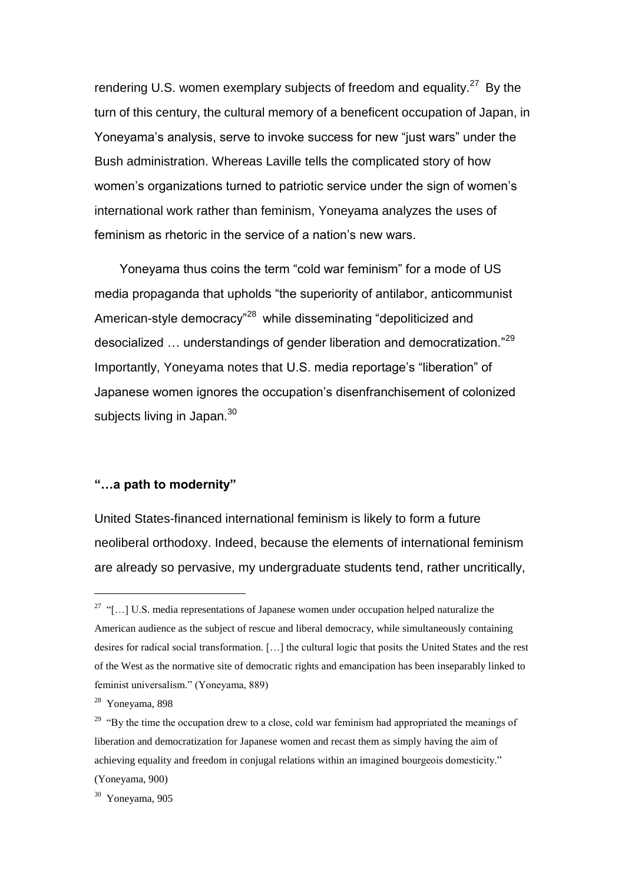rendering U.S. women exemplary subjects of freedom and equality.[27] By the turn of this century, the cultural memory of a beneficent occupation of Japan, in Yoneyama's analysis, serve to invoke success for new "just wars" under the Bush administration. Whereas Laville tells the complicated story of how women's organizations turned to patriotic service under the sign of women's international work rather than feminism, Yoneyama analyzes the uses of feminism as rhetoric in the service of a nation's new wars.

Yoneyama thus coins the term "cold war feminism" for a mode of US media propaganda that upholds "the superiority of antilabor, anticommunist American-style democracy"[28] while disseminating "depoliticized and desocialized … understandings of gender liberation and democratization."[29] Importantly, Yoneyama notes that U.S. media reportage's "liberation" of Japanese women ignores the occupation's disenfranchisement of colonized subjects living in Japan.[30]

**"…a path to modernity"**

United States-financed international feminism is likely to form a future neoliberal orthodoxy. Indeed, because the elements of international feminism are already so pervasive, my undergraduate students tend, rather uncritically,

---

[27] "[…] U.S. media representations of Japanese women under occupation helped naturalize the American audience as the subject of rescue and liberal democracy, while simultaneously containing desires for radical social transformation. […] the cultural logic that posits the United States and the rest of the West as the normative site of democratic rights and emancipation has been inseparably linked to feminist universalism." (Yoneyama, 889)

[28] Yoneyama, 898

[29] "By the time the occupation drew to a close, cold war feminism had appropriated the meanings of liberation and democratization for Japanese women and recast them as simply having the aim of achieving equality and freedom in conjugal relations within an imagined bourgeois domesticity." (Yoneyama, 900)

[30] Yoneyama, 905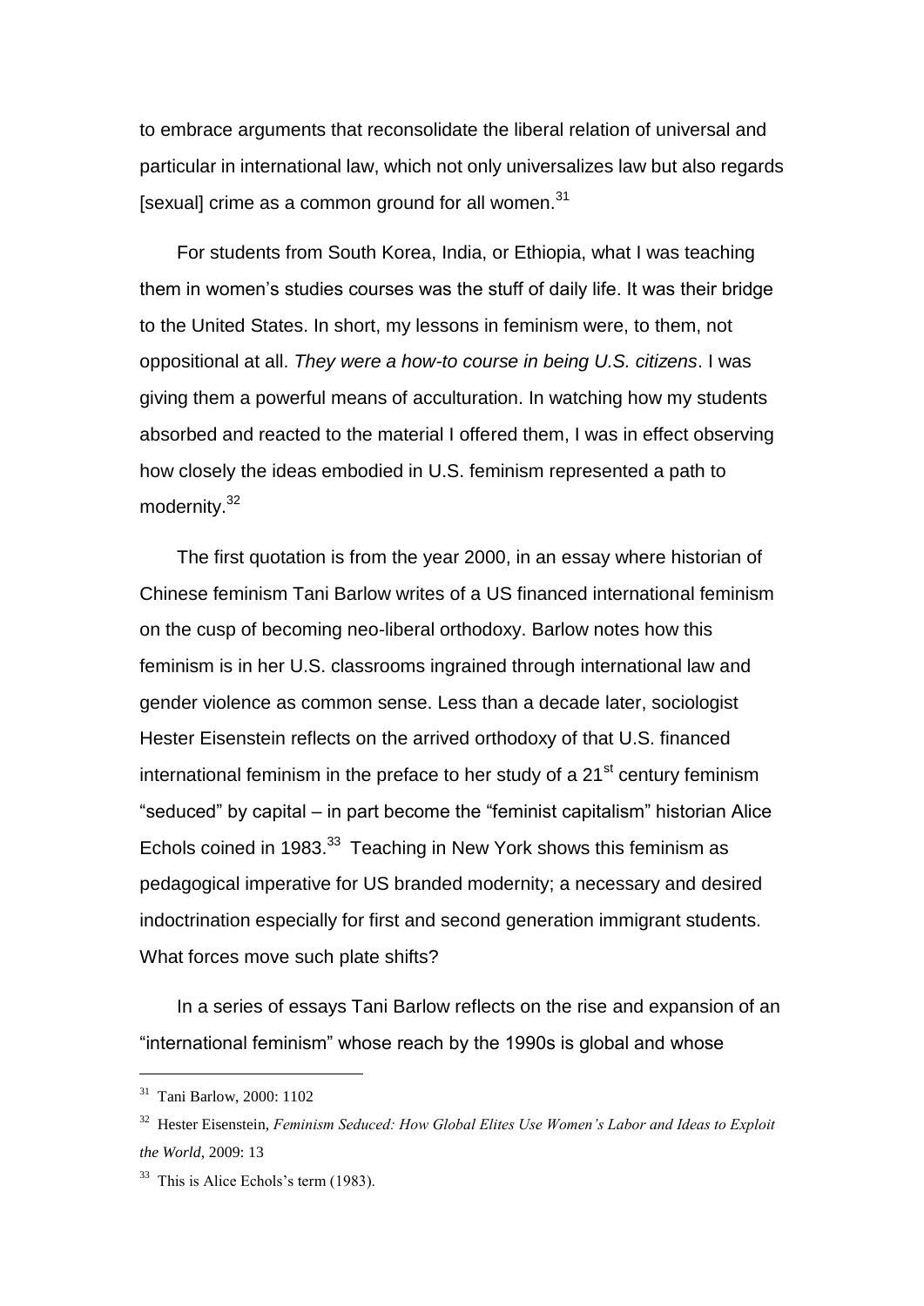to embrace arguments that reconsolidate the liberal relation of universal and particular in international law, which not only universalizes law but also regards [sexual] crime as a common ground for all women.[31]

For students from South Korea, India, or Ethiopia, what I was teaching them in women's studies courses was the stuff of daily life. It was their bridge to the United States. In short, my lessons in feminism were, to them, not oppositional at all. *They were a how-to course in being U.S. citizens*. I was giving them a powerful means of acculturation. In watching how my students absorbed and reacted to the material I offered them, I was in effect observing how closely the ideas embodied in U.S. feminism represented a path to modernity.[32]

The first quotation is from the year 2000, in an essay where historian of Chinese feminism Tani Barlow writes of a US financed international feminism on the cusp of becoming neo-liberal orthodoxy. Barlow notes how this feminism is in her U.S. classrooms ingrained through international law and gender violence as common sense. Less than a decade later, sociologist Hester Eisenstein reflects on the arrived orthodoxy of that U.S. financed international feminism in the preface to her study of a 21st century feminism "seduced" by capital – in part become the "feminist capitalism" historian Alice Echols coined in 1983.[33] Teaching in New York shows this feminism as pedagogical imperative for US branded modernity; a necessary and desired indoctrination especially for first and second generation immigrant students. What forces move such plate shifts?

In a series of essays Tani Barlow reflects on the rise and expansion of an "international feminism" whose reach by the 1990s is global and whose

---

[31] Tani Barlow, 2000: 1102

[32] Hester Eisenstein, *Feminism Seduced: How Global Elites Use Women's Labor and Ideas to Exploit the World*, 2009: 13

[33] This is Alice Echols's term (1983).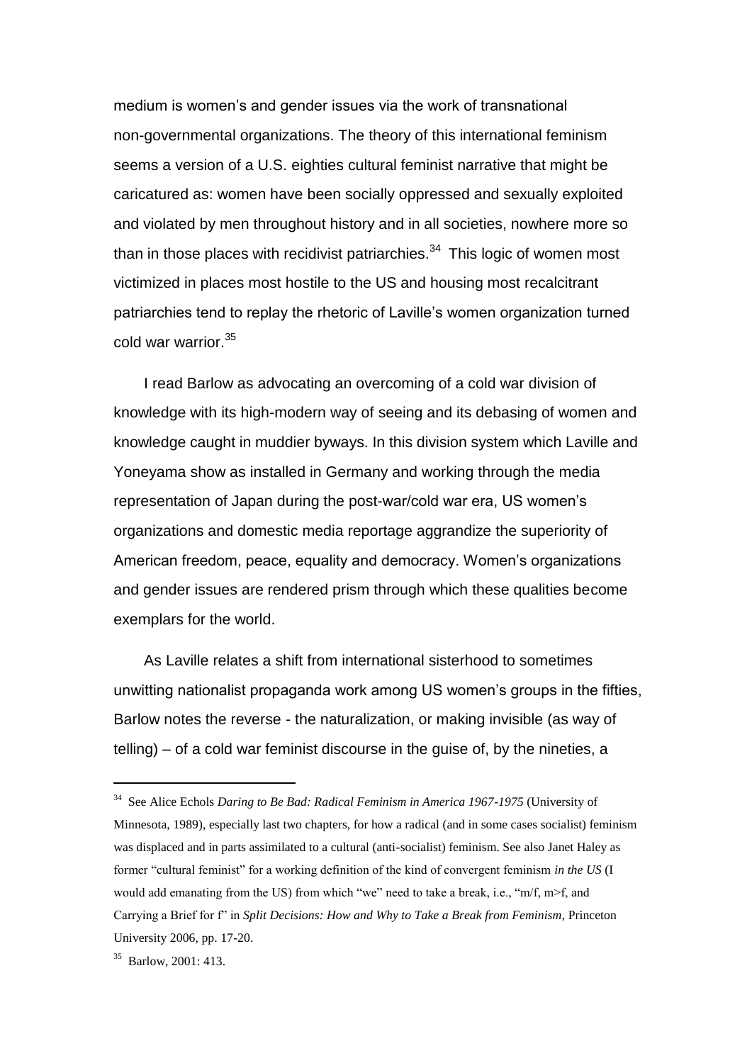medium is women's and gender issues via the work of transnational non-governmental organizations. The theory of this international feminism seems a version of a U.S. eighties cultural feminist narrative that might be caricatured as: women have been socially oppressed and sexually exploited and violated by men throughout history and in all societies, nowhere more so than in those places with recidivist patriarchies.[34] This logic of women most victimized in places most hostile to the US and housing most recalcitrant patriarchies tend to replay the rhetoric of Laville's women organization turned cold war warrior.[35]

I read Barlow as advocating an overcoming of a cold war division of knowledge with its high-modern way of seeing and its debasing of women and knowledge caught in muddier byways. In this division system which Laville and Yoneyama show as installed in Germany and working through the media representation of Japan during the post-war/cold war era, US women's organizations and domestic media reportage aggrandize the superiority of American freedom, peace, equality and democracy. Women's organizations and gender issues are rendered prism through which these qualities become exemplars for the world.

As Laville relates a shift from international sisterhood to sometimes unwitting nationalist propaganda work among US women's groups in the fifties, Barlow notes the reverse - the naturalization, or making invisible (as way of telling) – of a cold war feminist discourse in the guise of, by the nineties, a

---

[34] See Alice Echols *Daring to Be Bad: Radical Feminism in America 1967-1975* (University of Minnesota, 1989), especially last two chapters, for how a radical (and in some cases socialist) feminism was displaced and in parts assimilated to a cultural (anti-socialist) feminism. See also Janet Haley as former "cultural feminist" for a working definition of the kind of convergent feminism *in the US* (I would add emanating from the US) from which "we" need to take a break, i.e., "m/f, m>f, and Carrying a Brief for f" in *Split Decisions: How and Why to Take a Break from Feminism*, Princeton University 2006, pp. 17-20.

[35] Barlow, 2001: 413.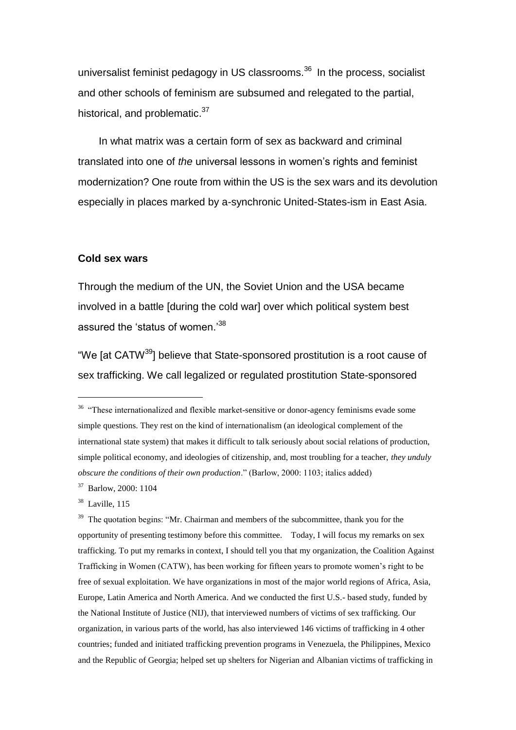universalist feminist pedagogy in US classrooms.[36] In the process, socialist and other schools of feminism are subsumed and relegated to the partial, historical, and problematic.[37]

In what matrix was a certain form of sex as backward and criminal translated into one of *the* universal lessons in women's rights and feminist modernization? One route from within the US is the sex wars and its devolution especially in places marked by a-synchronic United-States-ism in East Asia.

**Cold sex wars**

Through the medium of the UN, the Soviet Union and the USA became involved in a battle [during the cold war] over which political system best assured the 'status of women.'[38]

"We [at CATW[39]] believe that State-sponsored prostitution is a root cause of sex trafficking. We call legalized or regulated prostitution State-sponsored

---

[36] "These internationalized and flexible market-sensitive or donor-agency feminisms evade some simple questions. They rest on the kind of internationalism (an ideological complement of the international state system) that makes it difficult to talk seriously about social relations of production, simple political economy, and ideologies of citizenship, and, most troubling for a teacher, *they unduly obscure the conditions of their own production*." (Barlow, 2000: 1103; italics added)

[37] Barlow, 2000: 1104

[38] Laville, 115

[39] The quotation begins: "Mr. Chairman and members of the subcommittee, thank you for the opportunity of presenting testimony before this committee. Today, I will focus my remarks on sex trafficking. To put my remarks in context, I should tell you that my organization, the Coalition Against Trafficking in Women (CATW), has been working for fifteen years to promote women's right to be free of sexual exploitation. We have organizations in most of the major world regions of Africa, Asia, Europe, Latin America and North America. And we conducted the first U.S.- based study, funded by the National Institute of Justice (NIJ), that interviewed numbers of victims of sex trafficking. Our organization, in various parts of the world, has also interviewed 146 victims of trafficking in 4 other countries; funded and initiated trafficking prevention programs in Venezuela, the Philippines, Mexico and the Republic of Georgia; helped set up shelters for Nigerian and Albanian victims of trafficking in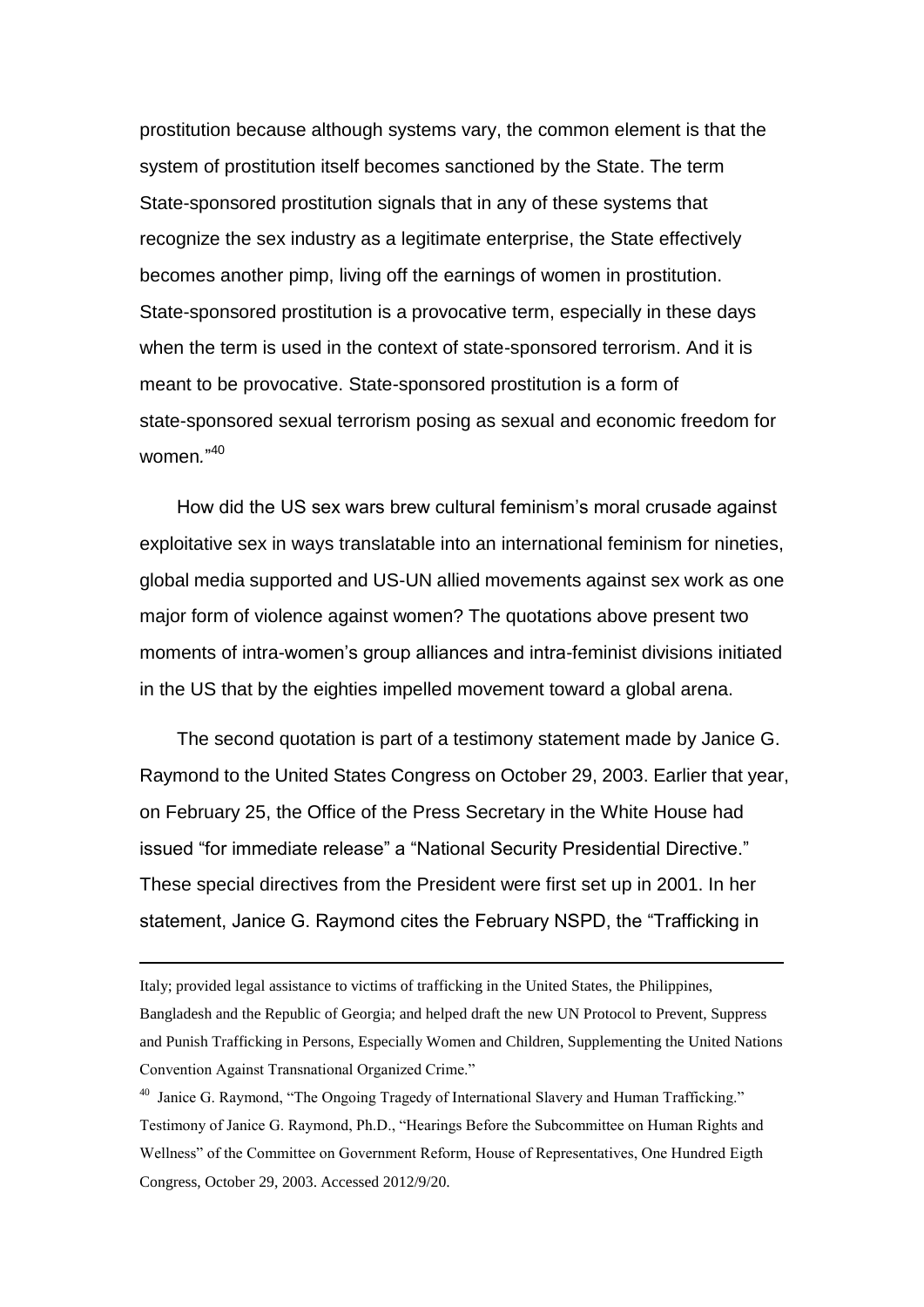prostitution because although systems vary, the common element is that the system of prostitution itself becomes sanctioned by the State. The term State-sponsored prostitution signals that in any of these systems that recognize the sex industry as a legitimate enterprise, the State effectively becomes another pimp, living off the earnings of women in prostitution. State-sponsored prostitution is a provocative term, especially in these days when the term is used in the context of state-sponsored terrorism. And it is meant to be provocative. State-sponsored prostitution is a form of state-sponsored sexual terrorism posing as sexual and economic freedom for women."[40]

How did the US sex wars brew cultural feminism's moral crusade against exploitative sex in ways translatable into an international feminism for nineties, global media supported and US-UN allied movements against sex work as one major form of violence against women? The quotations above present two moments of intra-women's group alliances and intra-feminist divisions initiated in the US that by the eighties impelled movement toward a global arena.

The second quotation is part of a testimony statement made by Janice G. Raymond to the United States Congress on October 29, 2003. Earlier that year, on February 25, the Office of the Press Secretary in the White House had issued "for immediate release" a "National Security Presidential Directive." These special directives from the President were first set up in 2001. In her statement, Janice G. Raymond cites the February NSPD, the "Trafficking in

---

Italy; provided legal assistance to victims of trafficking in the United States, the Philippines, Bangladesh and the Republic of Georgia; and helped draft the new UN Protocol to Prevent, Suppress and Punish Trafficking in Persons, Especially Women and Children, Supplementing the United Nations Convention Against Transnational Organized Crime."

[40] Janice G. Raymond, "The Ongoing Tragedy of International Slavery and Human Trafficking." Testimony of Janice G. Raymond, Ph.D., "Hearings Before the Subcommittee on Human Rights and Wellness" of the Committee on Government Reform, House of Representatives, One Hundred Eigth Congress, October 29, 2003. Accessed 2012/9/20.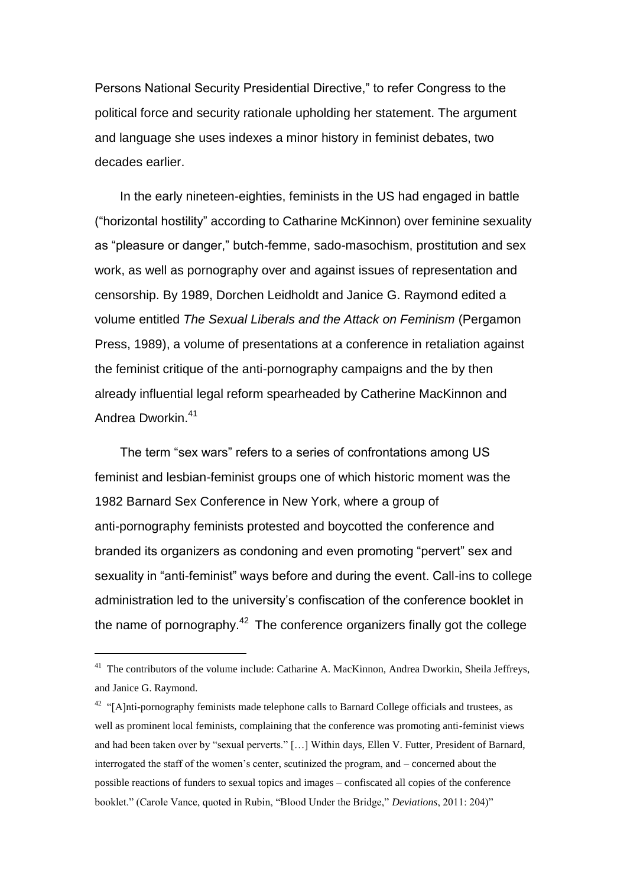Persons National Security Presidential Directive," to refer Congress to the political force and security rationale upholding her statement. The argument and language she uses indexes a minor history in feminist debates, two decades earlier.

In the early nineteen-eighties, feminists in the US had engaged in battle ("horizontal hostility" according to Catharine McKinnon) over feminine sexuality as "pleasure or danger," butch-femme, sado-masochism, prostitution and sex work, as well as pornography over and against issues of representation and censorship. By 1989, Dorchen Leidholdt and Janice G. Raymond edited a volume entitled *The Sexual Liberals and the Attack on Feminism* (Pergamon Press, 1989), a volume of presentations at a conference in retaliation against the feminist critique of the anti-pornography campaigns and the by then already influential legal reform spearheaded by Catherine MacKinnon and Andrea Dworkin.[41]

The term "sex wars" refers to a series of confrontations among US feminist and lesbian-feminist groups one of which historic moment was the 1982 Barnard Sex Conference in New York, where a group of anti-pornography feminists protested and boycotted the conference and branded its organizers as condoning and even promoting "pervert" sex and sexuality in "anti-feminist" ways before and during the event. Call-ins to college administration led to the university's confiscation of the conference booklet in the name of pornography.[42] The conference organizers finally got the college

---

[41] The contributors of the volume include: Catharine A. MacKinnon, Andrea Dworkin, Sheila Jeffreys, and Janice G. Raymond.

[42] "[A]nti-pornography feminists made telephone calls to Barnard College officials and trustees, as well as prominent local feminists, complaining that the conference was promoting anti-feminist views and had been taken over by "sexual perverts." […] Within days, Ellen V. Futter, President of Barnard, interrogated the staff of the women's center, scutinized the program, and – concerned about the possible reactions of funders to sexual topics and images – confiscated all copies of the conference booklet." (Carole Vance, quoted in Rubin, "Blood Under the Bridge," *Deviations*, 2011: 204)"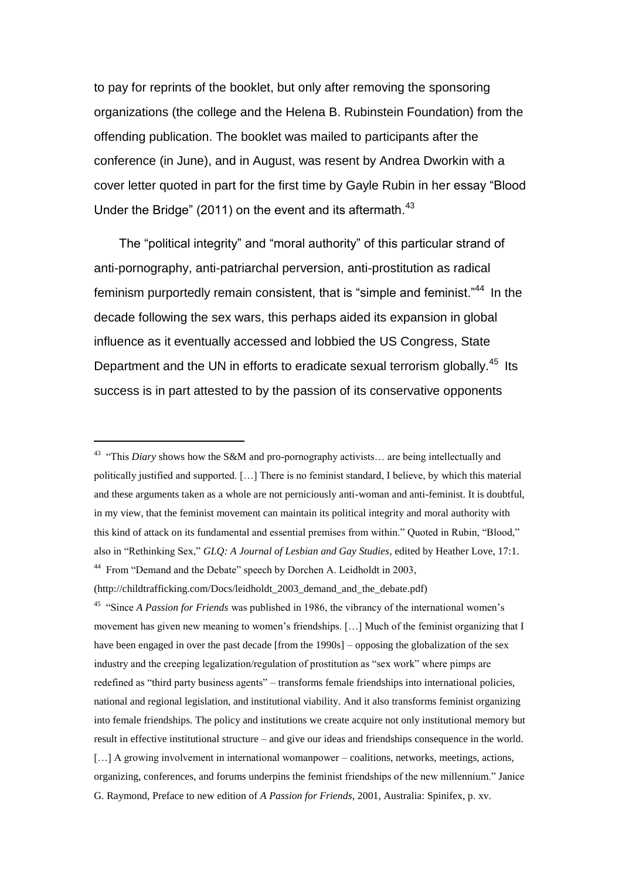to pay for reprints of the booklet, but only after removing the sponsoring organizations (the college and the Helena B. Rubinstein Foundation) from the offending publication. The booklet was mailed to participants after the conference (in June), and in August, was resent by Andrea Dworkin with a cover letter quoted in part for the first time by Gayle Rubin in her essay "Blood Under the Bridge" (2011) on the event and its aftermath.[43]

The "political integrity" and "moral authority" of this particular strand of anti-pornography, anti-patriarchal perversion, anti-prostitution as radical feminism purportedly remain consistent, that is "simple and feminist."[44] In the decade following the sex wars, this perhaps aided its expansion in global influence as it eventually accessed and lobbied the US Congress, State Department and the UN in efforts to eradicate sexual terrorism globally.[45] Its success is in part attested to by the passion of its conservative opponents

---

[43] "This *Diary* shows how the S&M and pro-pornography activists… are being intellectually and politically justified and supported. […] There is no feminist standard, I believe, by which this material and these arguments taken as a whole are not perniciously anti-woman and anti-feminist. It is doubtful, in my view, that the feminist movement can maintain its political integrity and moral authority with this kind of attack on its fundamental and essential premises from within." Quoted in Rubin, "Blood," also in "Rethinking Sex," *GLQ: A Journal of Lesbian and Gay Studies*, edited by Heather Love, 17:1.

[44] From "Demand and the Debate" speech by Dorchen A. Leidholdt in 2003, (http://childtrafficking.com/Docs/leidholdt_2003_demand_and_the_debate.pdf)

[45] "Since *A Passion for Friends* was published in 1986, the vibrancy of the international women's movement has given new meaning to women's friendships. […] Much of the feminist organizing that I have been engaged in over the past decade [from the 1990s] – opposing the globalization of the sex industry and the creeping legalization/regulation of prostitution as "sex work" where pimps are redefined as "third party business agents" – transforms female friendships into international policies, national and regional legislation, and institutional viability. And it also transforms feminist organizing into female friendships. The policy and institutions we create acquire not only institutional memory but result in effective institutional structure – and give our ideas and friendships consequence in the world. […] A growing involvement in international womanpower – coalitions, networks, meetings, actions, organizing, conferences, and forums underpins the feminist friendships of the new millennium." Janice G. Raymond, Preface to new edition of *A Passion for Friends*, 2001, Australia: Spinifex, p. xv.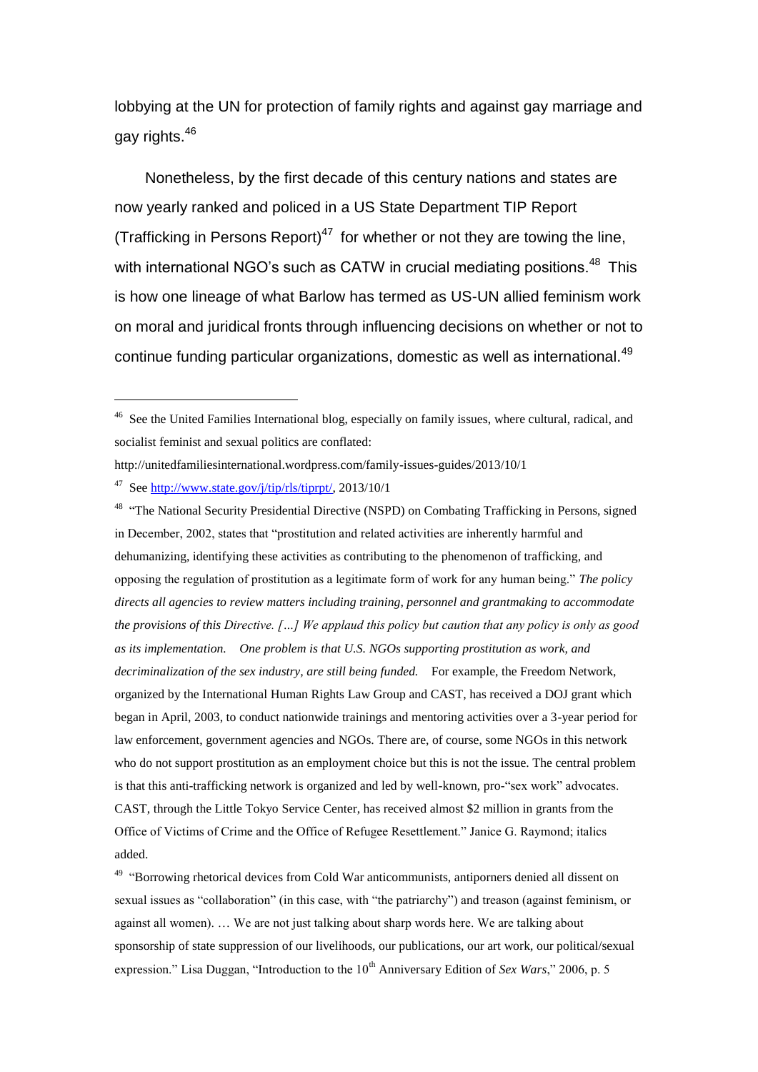lobbying at the UN for protection of family rights and against gay marriage and gay rights.[46]

Nonetheless, by the first decade of this century nations and states are now yearly ranked and policed in a US State Department TIP Report (Trafficking in Persons Report)[47] for whether or not they are towing the line, with international NGO's such as CATW in crucial mediating positions.[48] This is how one lineage of what Barlow has termed as US-UN allied feminism work on moral and juridical fronts through influencing decisions on whether or not to continue funding particular organizations, domestic as well as international.[49]

---

[46] See the United Families International blog, especially on family issues, where cultural, radical, and socialist feminist and sexual politics are conflated: http://unitedfamiliesinternational.wordpress.com/family-issues-guides/2013/10/1

[47] See http://www.state.gov/j/tip/rls/tiprpt/, 2013/10/1

[48] "The National Security Presidential Directive (NSPD) on Combating Trafficking in Persons, signed in December, 2002, states that "prostitution and related activities are inherently harmful and dehumanizing, identifying these activities as contributing to the phenomenon of trafficking, and opposing the regulation of prostitution as a legitimate form of work for any human being." *The policy directs all agencies to review matters including training, personnel and grantmaking to accommodate the provisions of this Directive. […] We applaud this policy but caution that any policy is only as good as its implementation. One problem is that U.S. NGOs supporting prostitution as work, and decriminalization of the sex industry, are still being funded.* For example, the Freedom Network, organized by the International Human Rights Law Group and CAST, has received a DOJ grant which began in April, 2003, to conduct nationwide trainings and mentoring activities over a 3-year period for law enforcement, government agencies and NGOs. There are, of course, some NGOs in this network who do not support prostitution as an employment choice but this is not the issue. The central problem is that this anti-trafficking network is organized and led by well-known, pro-"sex work" advocates. CAST, through the Little Tokyo Service Center, has received almost $2 million in grants from the Office of Victims of Crime and the Office of Refugee Resettlement." Janice G. Raymond; italics added.

[49] "Borrowing rhetorical devices from Cold War anticommunists, antiporners denied all dissent on sexual issues as "collaboration" (in this case, with "the patriarchy") and treason (against feminism, or against all women). … We are not just talking about sharp words here. We are talking about sponsorship of state suppression of our livelihoods, our publications, our art work, our political/sexual expression." Lisa Duggan, "Introduction to the 10th Anniversary Edition of *Sex Wars*," 2006, p. 5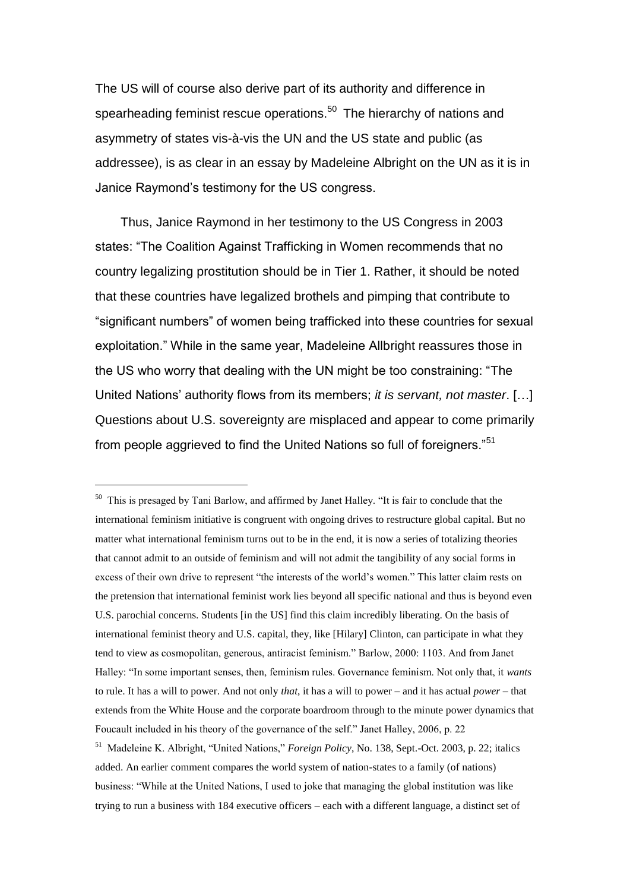The US will of course also derive part of its authority and difference in spearheading feminist rescue operations.[50] The hierarchy of nations and asymmetry of states vis-à-vis the UN and the US state and public (as addressee), is as clear in an essay by Madeleine Albright on the UN as it is in Janice Raymond's testimony for the US congress.

Thus, Janice Raymond in her testimony to the US Congress in 2003 states: "The Coalition Against Trafficking in Women recommends that no country legalizing prostitution should be in Tier 1. Rather, it should be noted that these countries have legalized brothels and pimping that contribute to "significant numbers" of women being trafficked into these countries for sexual exploitation." While in the same year, Madeleine Allbright reassures those in the US who worry that dealing with the UN might be too constraining: "The United Nations' authority flows from its members; *it is servant, not master*. […] Questions about U.S. sovereignty are misplaced and appear to come primarily from people aggrieved to find the United Nations so full of foreigners."[51]

---

[50] This is presaged by Tani Barlow, and affirmed by Janet Halley. "It is fair to conclude that the international feminism initiative is congruent with ongoing drives to restructure global capital. But no matter what international feminism turns out to be in the end, it is now a series of totalizing theories that cannot admit to an outside of feminism and will not admit the tangibility of any social forms in excess of their own drive to represent "the interests of the world's women." This latter claim rests on the pretension that international feminist work lies beyond all specific national and thus is beyond even U.S. parochial concerns. Students [in the US] find this claim incredibly liberating. On the basis of international feminist theory and U.S. capital, they, like [Hilary] Clinton, can participate in what they tend to view as cosmopolitan, generous, antiracist feminism." Barlow, 2000: 1103. And from Janet Halley: "In some important senses, then, feminism rules. Governance feminism. Not only that, it *wants* to rule. It has a will to power. And not only *that*, it has a will to power – and it has actual *power* – that extends from the White House and the corporate boardroom through to the minute power dynamics that Foucault included in his theory of the governance of the self." Janet Halley, 2006, p. 22

[51] Madeleine K. Albright, "United Nations," *Foreign Policy*, No. 138, Sept.-Oct. 2003, p. 22; italics added. An earlier comment compares the world system of nation-states to a family (of nations) business: "While at the United Nations, I used to joke that managing the global institution was like trying to run a business with 184 executive officers – each with a different language, a distinct set of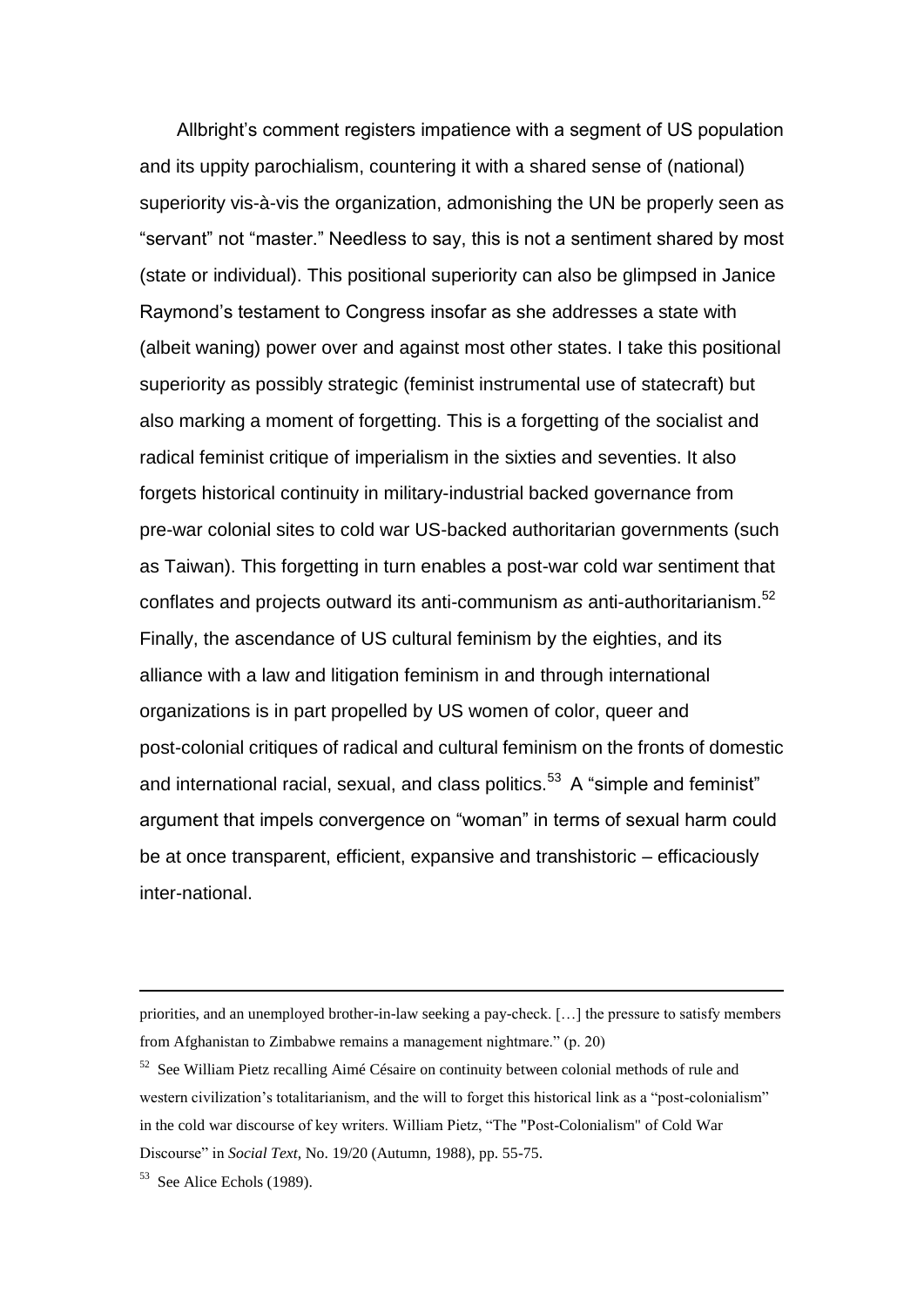Allbright's comment registers impatience with a segment of US population and its uppity parochialism, countering it with a shared sense of (national) superiority vis-à-vis the organization, admonishing the UN be properly seen as "servant" not "master." Needless to say, this is not a sentiment shared by most (state or individual). This positional superiority can also be glimpsed in Janice Raymond's testament to Congress insofar as she addresses a state with (albeit waning) power over and against most other states. I take this positional superiority as possibly strategic (feminist instrumental use of statecraft) but also marking a moment of forgetting. This is a forgetting of the socialist and radical feminist critique of imperialism in the sixties and seventies. It also forgets historical continuity in military-industrial backed governance from pre-war colonial sites to cold war US-backed authoritarian governments (such as Taiwan). This forgetting in turn enables a post-war cold war sentiment that conflates and projects outward its anti-communism *as* anti-authoritarianism.[52] Finally, the ascendance of US cultural feminism by the eighties, and its alliance with a law and litigation feminism in and through international organizations is in part propelled by US women of color, queer and post-colonial critiques of radical and cultural feminism on the fronts of domestic and international racial, sexual, and class politics.[53] A "simple and feminist" argument that impels convergence on "woman" in terms of sexual harm could be at once transparent, efficient, expansive and transhistoric – efficaciously inter-national.

---

priorities, and an unemployed brother-in-law seeking a pay-check. […] the pressure to satisfy members from Afghanistan to Zimbabwe remains a management nightmare." (p. 20)

[52] See William Pietz recalling Aimé Césaire on continuity between colonial methods of rule and western civilization's totalitarianism, and the will to forget this historical link as a "post-colonialism" in the cold war discourse of key writers. William Pietz, "The "Post-Colonialism" of Cold War Discourse" in *Social Text*, No. 19/20 (Autumn, 1988), pp. 55-75.

[53] See Alice Echols (1989).